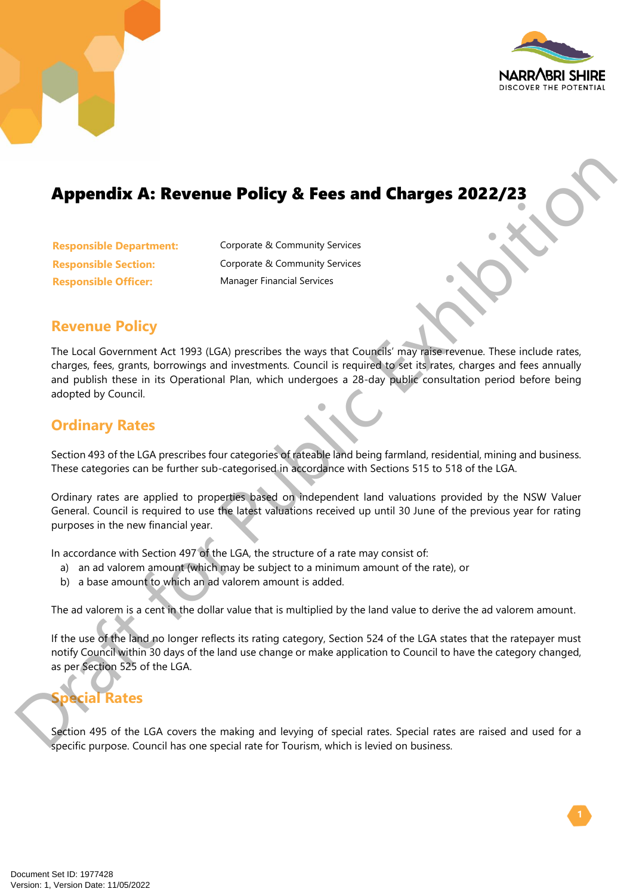# Appendix A: Revenue Policy & Fees and Charges 2022/23

| | |
|---|---|
| **Responsible Department:** | Corporate & Community Services |
| **Responsible Section:** | Corporate & Community Services |
| **Responsible Officer:** | Manager Financial Services |

## Revenue Policy

The Local Government Act 1993 (LGA) prescribes the ways that Councils' may raise revenue. These include rates, charges, fees, grants, borrowings and investments. Council is required to set its rates, charges and fees annually and publish these in its Operational Plan, which undergoes a 28-day public consultation period before being adopted by Council.

## Ordinary Rates

Section 493 of the LGA prescribes four categories of rateable land being farmland, residential, mining and business. These categories can be further sub-categorised in accordance with Sections 515 to 518 of the LGA.

Ordinary rates are applied to properties based on independent land valuations provided by the NSW Valuer General. Council is required to use the latest valuations received up until 30 June of the previous year for rating purposes in the new financial year.

In accordance with Section 497 of the LGA, the structure of a rate may consist of:

a) an ad valorem amount (which may be subject to a minimum amount of the rate), or
b) a base amount to which an ad valorem amount is added.

The ad valorem is a cent in the dollar value that is multiplied by the land value to derive the ad valorem amount.

If the use of the land no longer reflects its rating category, Section 524 of the LGA states that the ratepayer must notify Council within 30 days of the land use change or make application to Council to have the category changed, as per Section 525 of the LGA.

## Special Rates

Section 495 of the LGA covers the making and levying of special rates. Special rates are raised and used for a specific purpose. Council has one special rate for Tourism, which is levied on business.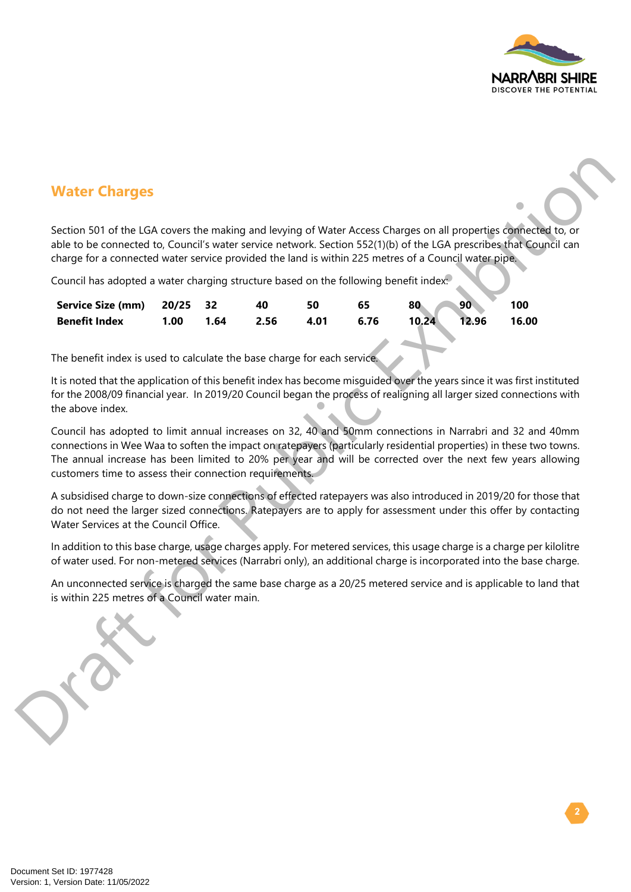## Water Charges

Section 501 of the LGA covers the making and levying of Water Access Charges on all properties connected to, or able to be connected to, Council's water service network. Section 552(1)(b) of the LGA prescribes that Council can charge for a connected water service provided the land is within 225 metres of a Council water pipe.

Council has adopted a water charging structure based on the following benefit index:

| | | | | | | | | |
|---|---|---|---|---|---|---|---|---|
| **Service Size (mm)** | **20/25** | **32** | **40** | **50** | **65** | **80** | **90** | **100** |
| **Benefit Index** | **1.00** | **1.64** | **2.56** | **4.01** | **6.76** | **10.24** | **12.96** | **16.00** |

The benefit index is used to calculate the base charge for each service.

It is noted that the application of this benefit index has become misguided over the years since it was first instituted for the 2008/09 financial year. In 2019/20 Council began the process of realigning all larger sized connections with the above index.

Council has adopted to limit annual increases on 32, 40 and 50mm connections in Narrabri and 32 and 40mm connections in Wee Waa to soften the impact on ratepayers (particularly residential properties) in these two towns. The annual increase has been limited to 20% per year and will be corrected over the next few years allowing customers time to assess their connection requirements.

A subsidised charge to down-size connections of effected ratepayers was also introduced in 2019/20 for those that do not need the larger sized connections. Ratepayers are to apply for assessment under this offer by contacting Water Services at the Council Office.

In addition to this base charge, usage charges apply. For metered services, this usage charge is a charge per kilolitre of water used. For non-metered services (Narrabri only), an additional charge is incorporated into the base charge.

An unconnected service is charged the same base charge as a 20/25 metered service and is applicable to land that is within 225 metres of a Council water main.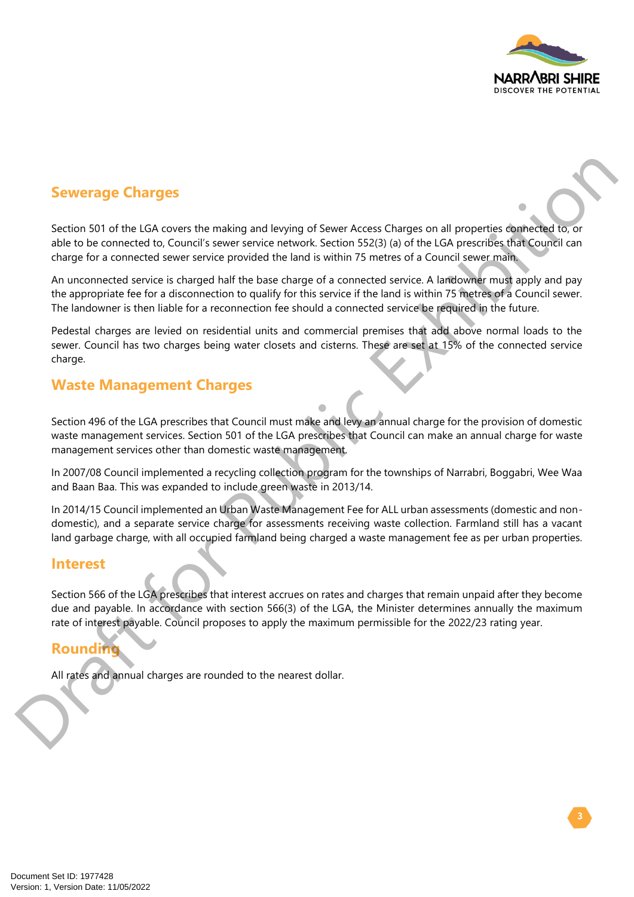## Sewerage Charges

Section 501 of the LGA covers the making and levying of Sewer Access Charges on all properties connected to, or able to be connected to, Council's sewer service network. Section 552(3) (a) of the LGA prescribes that Council can charge for a connected sewer service provided the land is within 75 metres of a Council sewer main.

An unconnected service is charged half the base charge of a connected service. A landowner must apply and pay the appropriate fee for a disconnection to qualify for this service if the land is within 75 metres of a Council sewer. The landowner is then liable for a reconnection fee should a connected service be required in the future.

Pedestal charges are levied on residential units and commercial premises that add above normal loads to the sewer. Council has two charges being water closets and cisterns. These are set at 15% of the connected service charge.

## Waste Management Charges

Section 496 of the LGA prescribes that Council must make and levy an annual charge for the provision of domestic waste management services. Section 501 of the LGA prescribes that Council can make an annual charge for waste management services other than domestic waste management.

In 2007/08 Council implemented a recycling collection program for the townships of Narrabri, Boggabri, Wee Waa and Baan Baa. This was expanded to include green waste in 2013/14.

In 2014/15 Council implemented an Urban Waste Management Fee for ALL urban assessments (domestic and non-domestic), and a separate service charge for assessments receiving waste collection. Farmland still has a vacant land garbage charge, with all occupied farmland being charged a waste management fee as per urban properties.

## Interest

Section 566 of the LGA prescribes that interest accrues on rates and charges that remain unpaid after they become due and payable. In accordance with section 566(3) of the LGA, the Minister determines annually the maximum rate of interest payable. Council proposes to apply the maximum permissible for the 2022/23 rating year.

## Rounding

All rates and annual charges are rounded to the nearest dollar.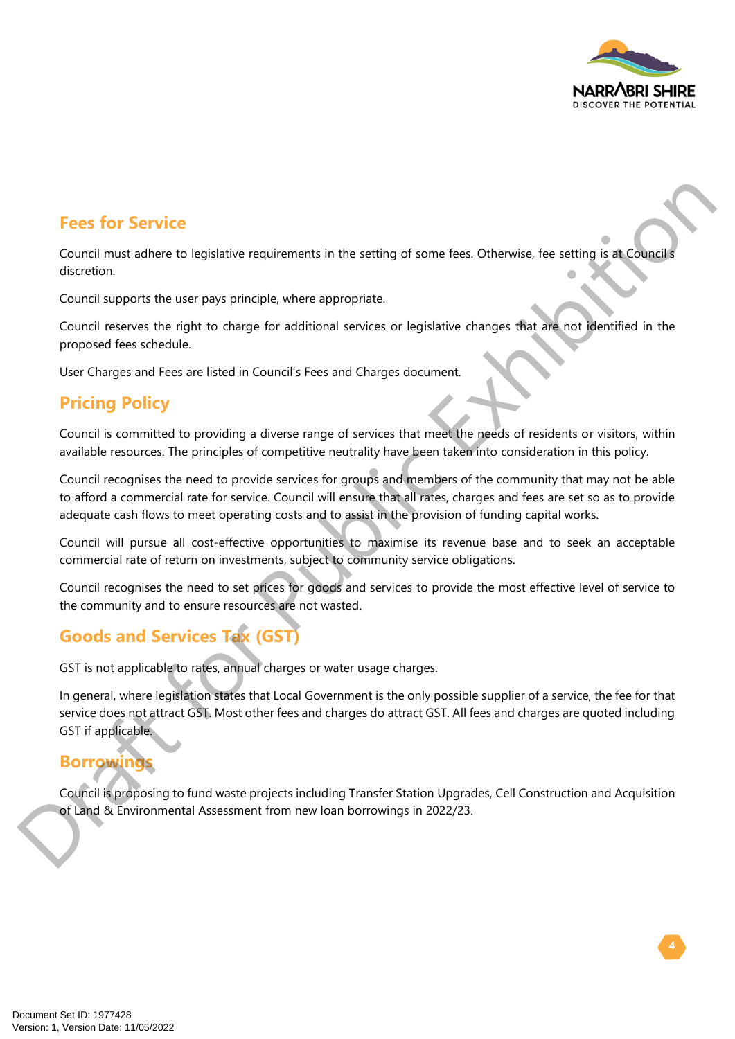## Fees for Service

Council must adhere to legislative requirements in the setting of some fees. Otherwise, fee setting is at Council's discretion.

Council supports the user pays principle, where appropriate.

Council reserves the right to charge for additional services or legislative changes that are not identified in the proposed fees schedule.

User Charges and Fees are listed in Council's Fees and Charges document.

## Pricing Policy

Council is committed to providing a diverse range of services that meet the needs of residents or visitors, within available resources. The principles of competitive neutrality have been taken into consideration in this policy.

Council recognises the need to provide services for groups and members of the community that may not be able to afford a commercial rate for service. Council will ensure that all rates, charges and fees are set so as to provide adequate cash flows to meet operating costs and to assist in the provision of funding capital works.

Council will pursue all cost-effective opportunities to maximise its revenue base and to seek an acceptable commercial rate of return on investments, subject to community service obligations.

Council recognises the need to set prices for goods and services to provide the most effective level of service to the community and to ensure resources are not wasted.

## Goods and Services Tax (GST)

GST is not applicable to rates, annual charges or water usage charges.

In general, where legislation states that Local Government is the only possible supplier of a service, the fee for that service does not attract GST. Most other fees and charges do attract GST. All fees and charges are quoted including GST if applicable.

## Borrowings

Council is proposing to fund waste projects including Transfer Station Upgrades, Cell Construction and Acquisition of Land & Environmental Assessment from new loan borrowings in 2022/23.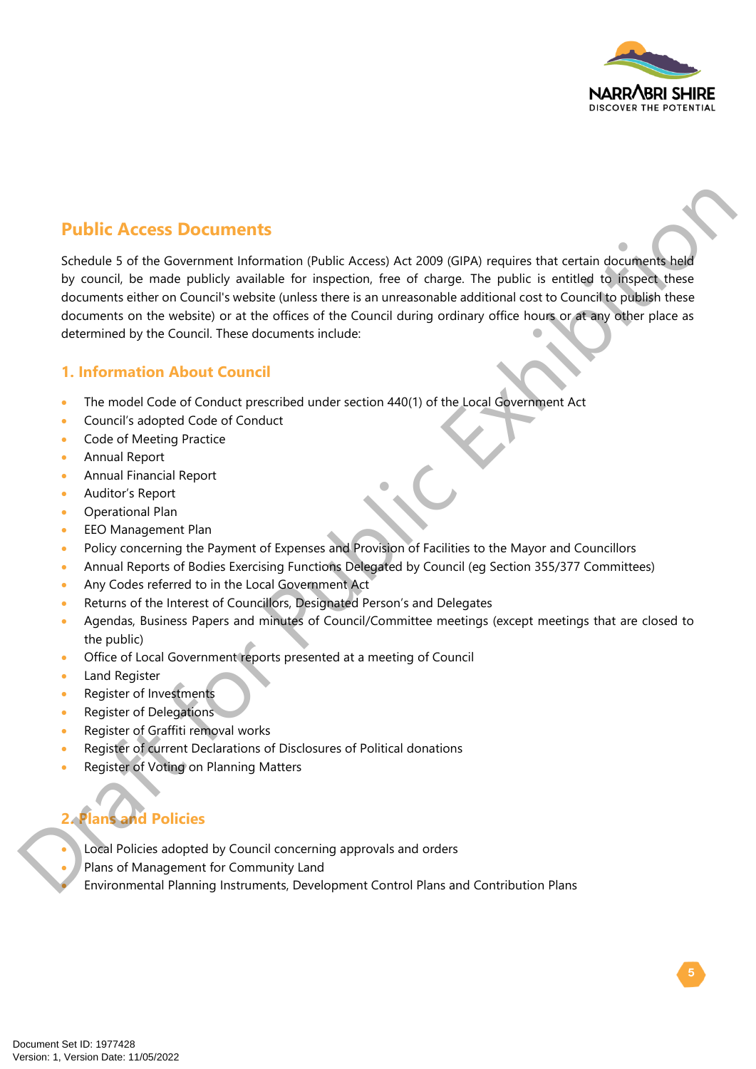## Public Access Documents

Schedule 5 of the Government Information (Public Access) Act 2009 (GIPA) requires that certain documents held by council, be made publicly available for inspection, free of charge. The public is entitled to inspect these documents either on Council's website (unless there is an unreasonable additional cost to Council to publish these documents on the website) or at the offices of the Council during ordinary office hours or at any other place as determined by the Council. These documents include:

### 1. Information About Council

- The model Code of Conduct prescribed under section 440(1) of the Local Government Act
- Council's adopted Code of Conduct
- Code of Meeting Practice
- Annual Report
- Annual Financial Report
- Auditor's Report
- Operational Plan
- EEO Management Plan
- Policy concerning the Payment of Expenses and Provision of Facilities to the Mayor and Councillors
- Annual Reports of Bodies Exercising Functions Delegated by Council (eg Section 355/377 Committees)
- Any Codes referred to in the Local Government Act
- Returns of the Interest of Councillors, Designated Person's and Delegates
- Agendas, Business Papers and minutes of Council/Committee meetings (except meetings that are closed to the public)
- Office of Local Government reports presented at a meeting of Council
- Land Register
- Register of Investments
- Register of Delegations
- Register of Graffiti removal works
- Register of current Declarations of Disclosures of Political donations
- Register of Voting on Planning Matters

### 2. Plans and Policies

- Local Policies adopted by Council concerning approvals and orders
- Plans of Management for Community Land
- Environmental Planning Instruments, Development Control Plans and Contribution Plans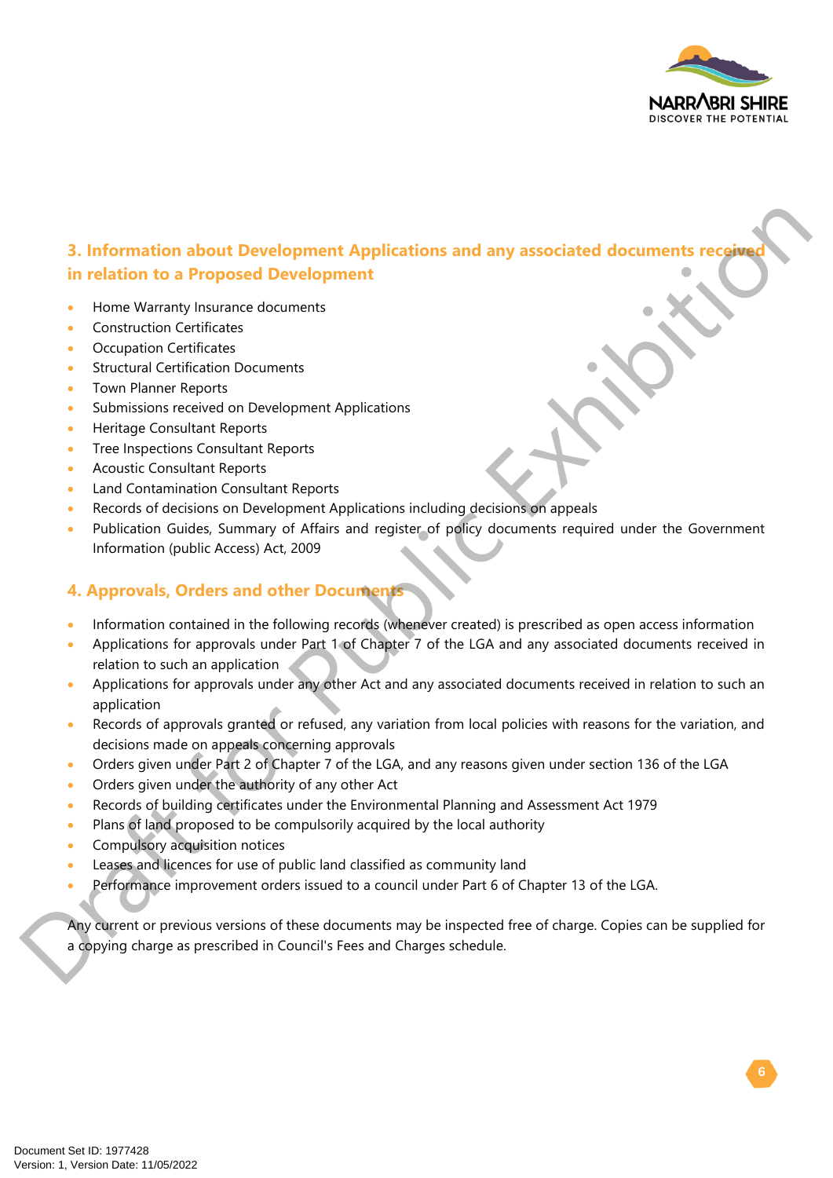## 3. Information about Development Applications and any associated documents received in relation to a Proposed Development

- Home Warranty Insurance documents
- Construction Certificates
- Occupation Certificates
- Structural Certification Documents
- Town Planner Reports
- Submissions received on Development Applications
- Heritage Consultant Reports
- Tree Inspections Consultant Reports
- Acoustic Consultant Reports
- Land Contamination Consultant Reports
- Records of decisions on Development Applications including decisions on appeals
- Publication Guides, Summary of Affairs and register of policy documents required under the Government Information (public Access) Act, 2009

## 4. Approvals, Orders and other Documents

- Information contained in the following records (whenever created) is prescribed as open access information
- Applications for approvals under Part 1 of Chapter 7 of the LGA and any associated documents received in relation to such an application
- Applications for approvals under any other Act and any associated documents received in relation to such an application
- Records of approvals granted or refused, any variation from local policies with reasons for the variation, and decisions made on appeals concerning approvals
- Orders given under Part 2 of Chapter 7 of the LGA, and any reasons given under section 136 of the LGA
- Orders given under the authority of any other Act
- Records of building certificates under the Environmental Planning and Assessment Act 1979
- Plans of land proposed to be compulsorily acquired by the local authority
- Compulsory acquisition notices
- Leases and licences for use of public land classified as community land
- Performance improvement orders issued to a council under Part 6 of Chapter 13 of the LGA.

Any current or previous versions of these documents may be inspected free of charge. Copies can be supplied for a copying charge as prescribed in Council's Fees and Charges schedule.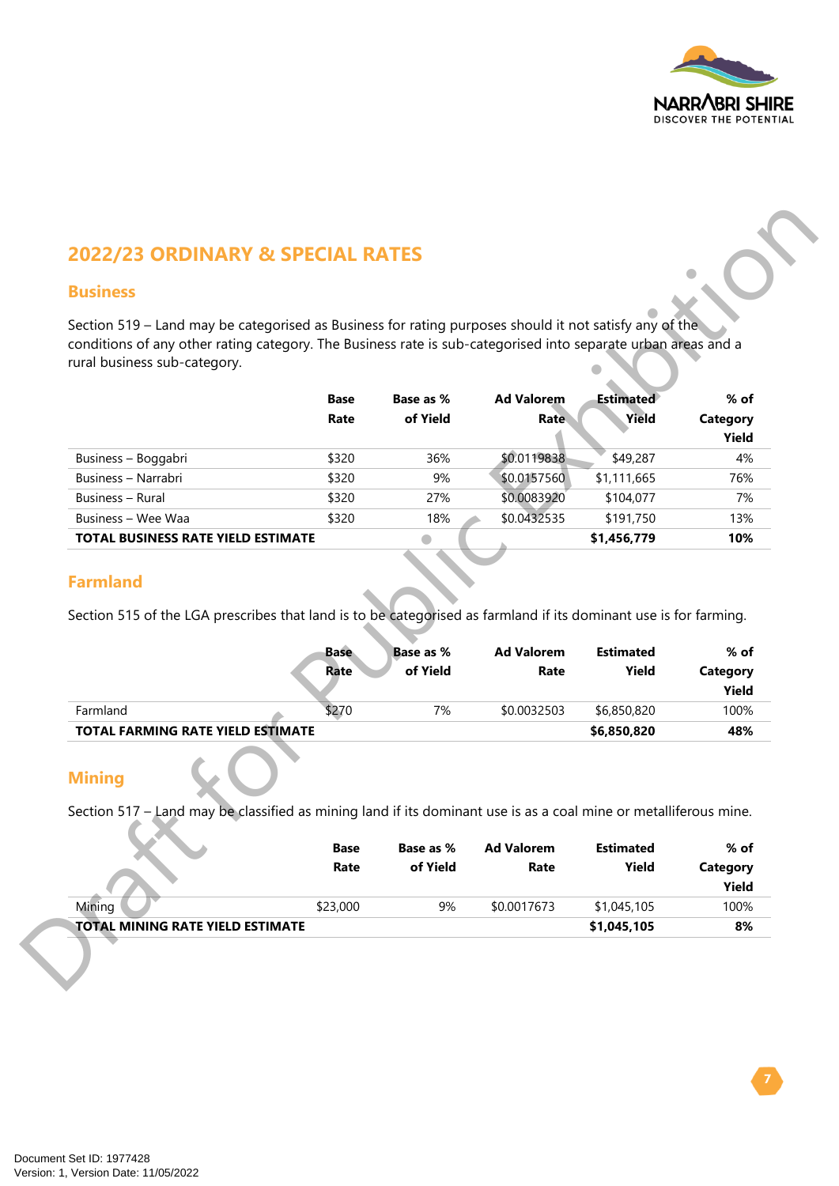## 2022/23 ORDINARY & SPECIAL RATES

### Business

Section 519 – Land may be categorised as Business for rating purposes should it not satisfy any of the conditions of any other rating category. The Business rate is sub-categorised into separate urban areas and a rural business sub-category.

| | Base Rate | Base as % of Yield | Ad Valorem Rate | Estimated Yield | % of Category Yield |
|---|---|---|---|---|---|
| Business – Boggabri | $320 | 36% | $0.0119838 | $49,287 | 4% |
| Business – Narrabri | $320 | 9% | $0.0157560 | $1,111,665 | 76% |
| Business – Rural | $320 | 27% | $0.0083920 | $104,077 | 7% |
| Business – Wee Waa | $320 | 18% | $0.0432535 | $191,750 | 13% |
| **TOTAL BUSINESS RATE YIELD ESTIMATE** | | | | **$1,456,779** | **10%** |

### Farmland

Section 515 of the LGA prescribes that land is to be categorised as farmland if its dominant use is for farming.

| | Base Rate | Base as % of Yield | Ad Valorem Rate | Estimated Yield | % of Category Yield |
|---|---|---|---|---|---|
| Farmland | $270 | 7% | $0.0032503 | $6,850,820 | 100% |
| **TOTAL FARMING RATE YIELD ESTIMATE** | | | | **$6,850,820** | **48%** |

### Mining

Section 517 – Land may be classified as mining land if its dominant use is as a coal mine or metalliferous mine.

| | Base Rate | Base as % of Yield | Ad Valorem Rate | Estimated Yield | % of Category Yield |
|---|---|---|---|---|---|
| Mining | $23,000 | 9% | $0.0017673 | $1,045,105 | 100% |
| **TOTAL MINING RATE YIELD ESTIMATE** | | | | **$1,045,105** | **8%** |

Document Set ID: 1977428
Version: 1, Version Date: 11/05/2022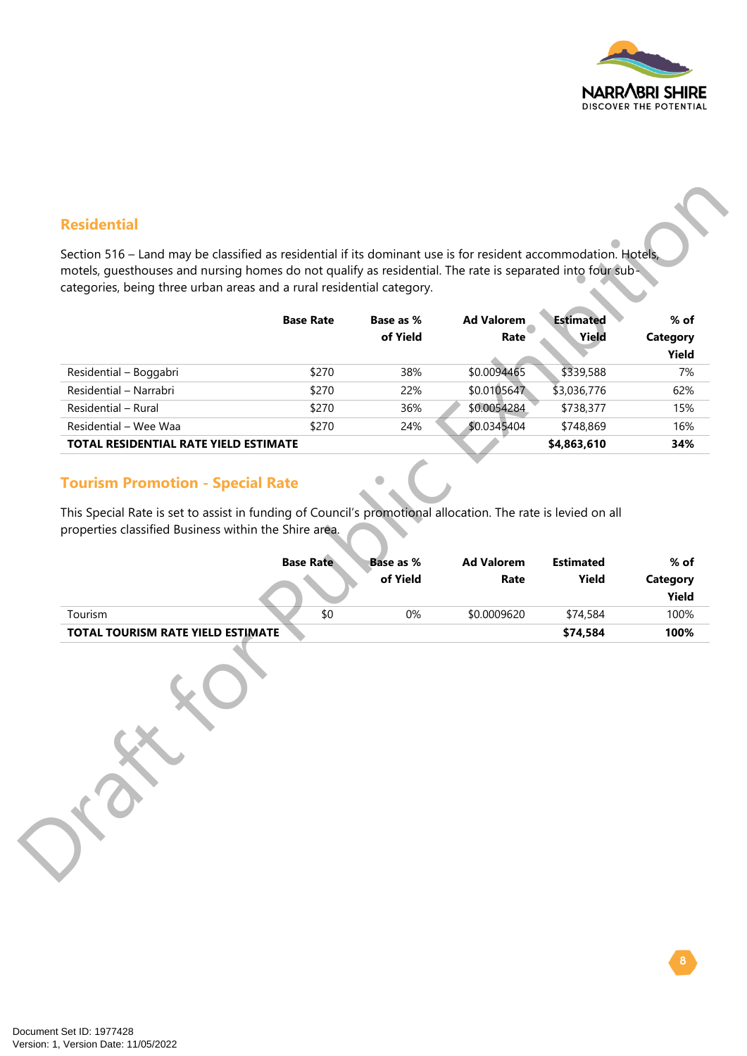## Residential

Section 516 – Land may be classified as residential if its dominant use is for resident accommodation. Hotels, motels, guesthouses and nursing homes do not qualify as residential. The rate is separated into four sub-categories, being three urban areas and a rural residential category.

| | Base Rate | Base as % of Yield | Ad Valorem Rate | Estimated Yield | % of Category Yield |
|---|---|---|---|---|---|
| Residential – Boggabri | $270 | 38% | $0.0094465 | $339,588 | 7% |
| Residential – Narrabri | $270 | 22% | $0.0105647 | $3,036,776 | 62% |
| Residential – Rural | $270 | 36% | $0.0054284 | $738,377 | 15% |
| Residential – Wee Waa | $270 | 24% | $0.0345404 | $748,869 | 16% |
| **TOTAL RESIDENTIAL RATE YIELD ESTIMATE** | | | | **$4,863,610** | **34%** |

## Tourism Promotion - Special Rate

This Special Rate is set to assist in funding of Council's promotional allocation. The rate is levied on all properties classified Business within the Shire area.

| | Base Rate | Base as % of Yield | Ad Valorem Rate | Estimated Yield | % of Category Yield |
|---|---|---|---|---|---|
| Tourism | $0 | 0% | $0.0009620 | $74,584 | 100% |
| **TOTAL TOURISM RATE YIELD ESTIMATE** | | | | **$74,584** | **100%** |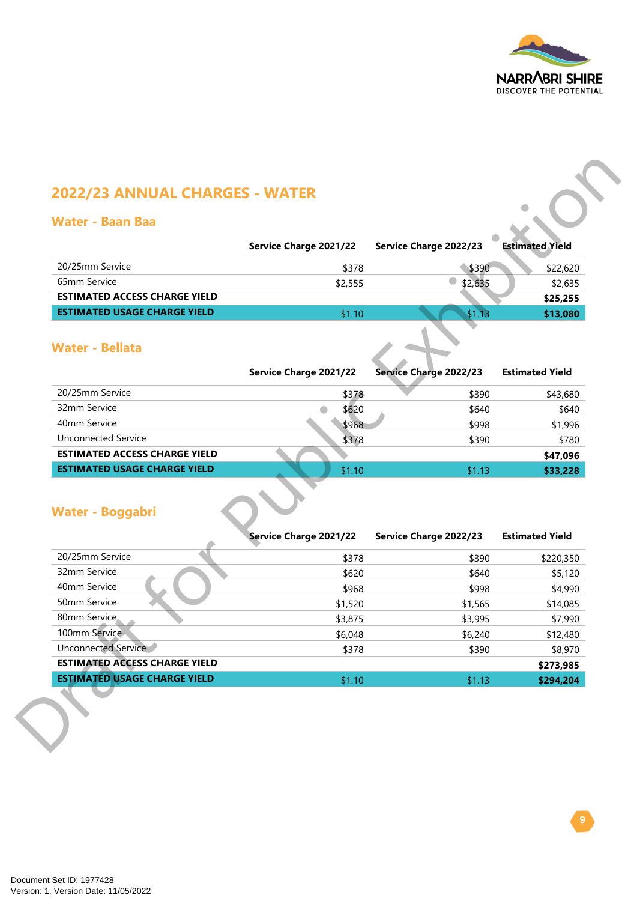# 2022/23 ANNUAL CHARGES - WATER

## Water - Baan Baa

| | Service Charge 2021/22 | Service Charge 2022/23 | Estimated Yield |
|---|---|---|---|
| 20/25mm Service | $378 | $390 | $22,620 |
| 65mm Service | $2,555 | $2,635 | $2,635 |
| **ESTIMATED ACCESS CHARGE YIELD** | | | **$25,255** |
| **ESTIMATED USAGE CHARGE YIELD** | $1.10 | $1.13 | **$13,080** |

## Water - Bellata

| | Service Charge 2021/22 | Service Charge 2022/23 | Estimated Yield |
|---|---|---|---|
| 20/25mm Service | $378 | $390 | $43,680 |
| 32mm Service | $620 | $640 | $640 |
| 40mm Service | $968 | $998 | $1,996 |
| Unconnected Service | $378 | $390 | $780 |
| **ESTIMATED ACCESS CHARGE YIELD** | | | **$47,096** |
| **ESTIMATED USAGE CHARGE YIELD** | $1.10 | $1.13 | **$33,228** |

## Water - Boggabri

| | Service Charge 2021/22 | Service Charge 2022/23 | Estimated Yield |
|---|---|---|---|
| 20/25mm Service | $378 | $390 | $220,350 |
| 32mm Service | $620 | $640 | $5,120 |
| 40mm Service | $968 | $998 | $4,990 |
| 50mm Service | $1,520 | $1,565 | $14,085 |
| 80mm Service | $3,875 | $3,995 | $7,990 |
| 100mm Service | $6,048 | $6,240 | $12,480 |
| Unconnected Service | $378 | $390 | $8,970 |
| **ESTIMATED ACCESS CHARGE YIELD** | | | **$273,985** |
| **ESTIMATED USAGE CHARGE YIELD** | $1.10 | $1.13 | **$294,204** |

Document Set ID: 1977428
Version: 1, Version Date: 11/05/2022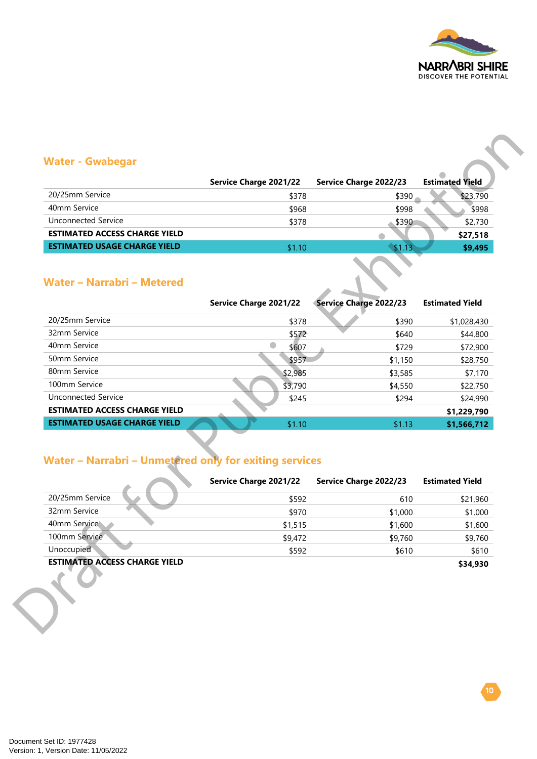## Water - Gwabegar

| | Service Charge 2021/22 | Service Charge 2022/23 | Estimated Yield |
|---|---|---|---|
| 20/25mm Service | $378 | $390 | $23,790 |
| 40mm Service | $968 | $998 | $998 |
| Unconnected Service | $378 | $390 | $2,730 |
| **ESTIMATED ACCESS CHARGE YIELD** | | | **$27,518** |
| **ESTIMATED USAGE CHARGE YIELD** | $1.10 | $1.13 | **$9,495** |

## Water – Narrabri – Metered

| | Service Charge 2021/22 | Service Charge 2022/23 | Estimated Yield |
|---|---|---|---|
| 20/25mm Service | $378 | $390 | $1,028,430 |
| 32mm Service | $572 | $640 | $44,800 |
| 40mm Service | $607 | $729 | $72,900 |
| 50mm Service | $957 | $1,150 | $28,750 |
| 80mm Service | $2,985 | $3,585 | $7,170 |
| 100mm Service | $3,790 | $4,550 | $22,750 |
| Unconnected Service | $245 | $294 | $24,990 |
| **ESTIMATED ACCESS CHARGE YIELD** | | | **$1,229,790** |
| **ESTIMATED USAGE CHARGE YIELD** | $1.10 | $1.13 | **$1,566,712** |

## Water – Narrabri – Unmetered only for exiting services

| | Service Charge 2021/22 | Service Charge 2022/23 | Estimated Yield |
|---|---|---|---|
| 20/25mm Service | $592 | 610 | $21,960 |
| 32mm Service | $970 | $1,000 | $1,000 |
| 40mm Service | $1,515 | $1,600 | $1,600 |
| 100mm Service | $9,472 | $9,760 | $9,760 |
| Unoccupied | $592 | $610 | $610 |
| **ESTIMATED ACCESS CHARGE YIELD** | | | **$34,930** |

Document Set ID: 1977428
Version: 1, Version Date: 11/05/2022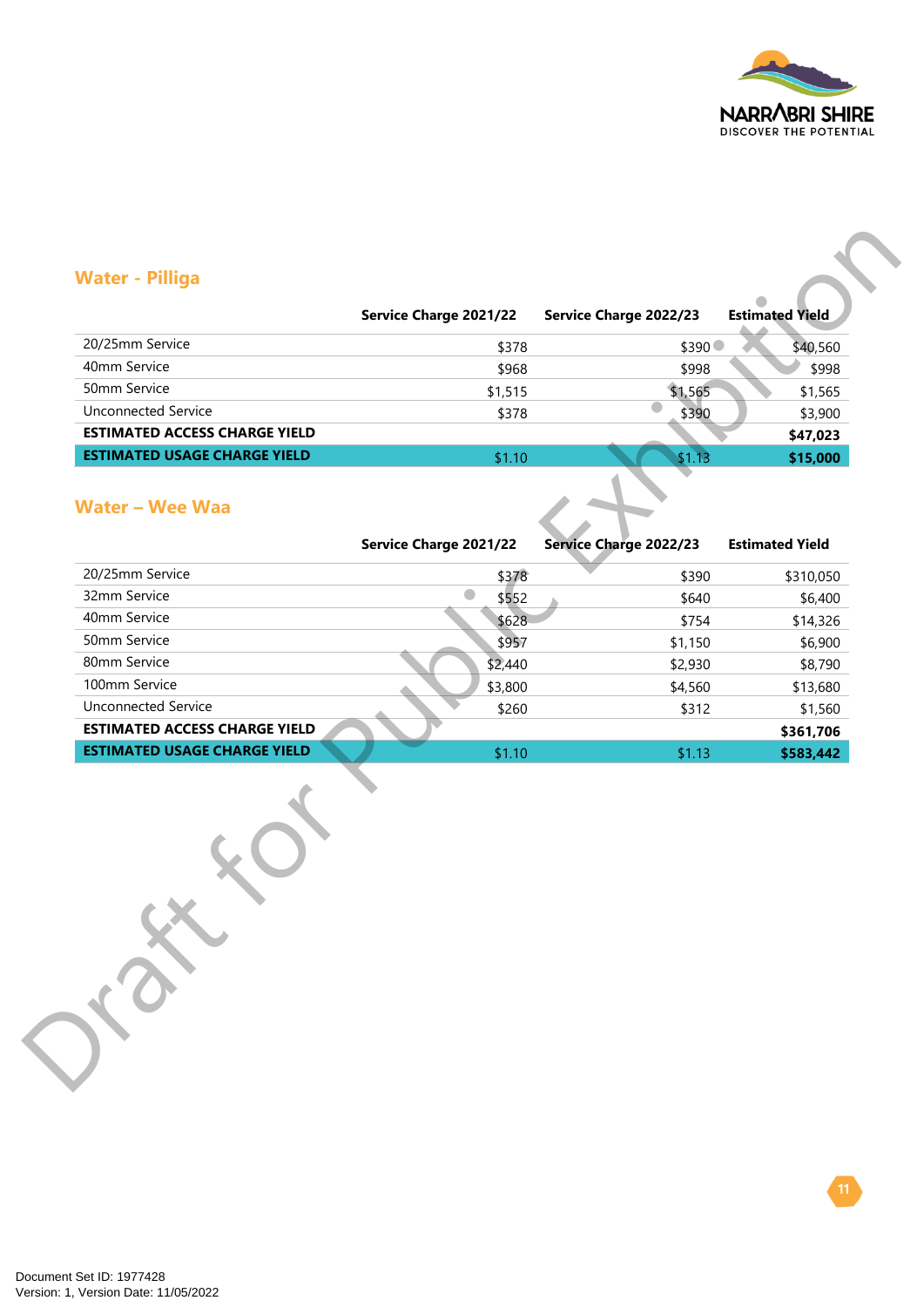## Water - Pilliga

| | Service Charge 2021/22 | Service Charge 2022/23 | Estimated Yield |
|---|---|---|---|
| 20/25mm Service | $378 | $390 | $40,560 |
| 40mm Service | $968 | $998 | $998 |
| 50mm Service | $1,515 | $1,565 | $1,565 |
| Unconnected Service | $378 | $390 | $3,900 |
| **ESTIMATED ACCESS CHARGE YIELD** | | | **$47,023** |
| **ESTIMATED USAGE CHARGE YIELD** | $1.10 | $1.13 | **$15,000** |

## Water – Wee Waa

| | Service Charge 2021/22 | Service Charge 2022/23 | Estimated Yield |
|---|---|---|---|
| 20/25mm Service | $378 | $390 | $310,050 |
| 32mm Service | $552 | $640 | $6,400 |
| 40mm Service | $628 | $754 | $14,326 |
| 50mm Service | $957 | $1,150 | $6,900 |
| 80mm Service | $2,440 | $2,930 | $8,790 |
| 100mm Service | $3,800 | $4,560 | $13,680 |
| Unconnected Service | $260 | $312 | $1,560 |
| **ESTIMATED ACCESS CHARGE YIELD** | | | **$361,706** |
| **ESTIMATED USAGE CHARGE YIELD** | $1.10 | $1.13 | **$583,442** |

Document Set ID: 1977428
Version: 1, Version Date: 11/05/2022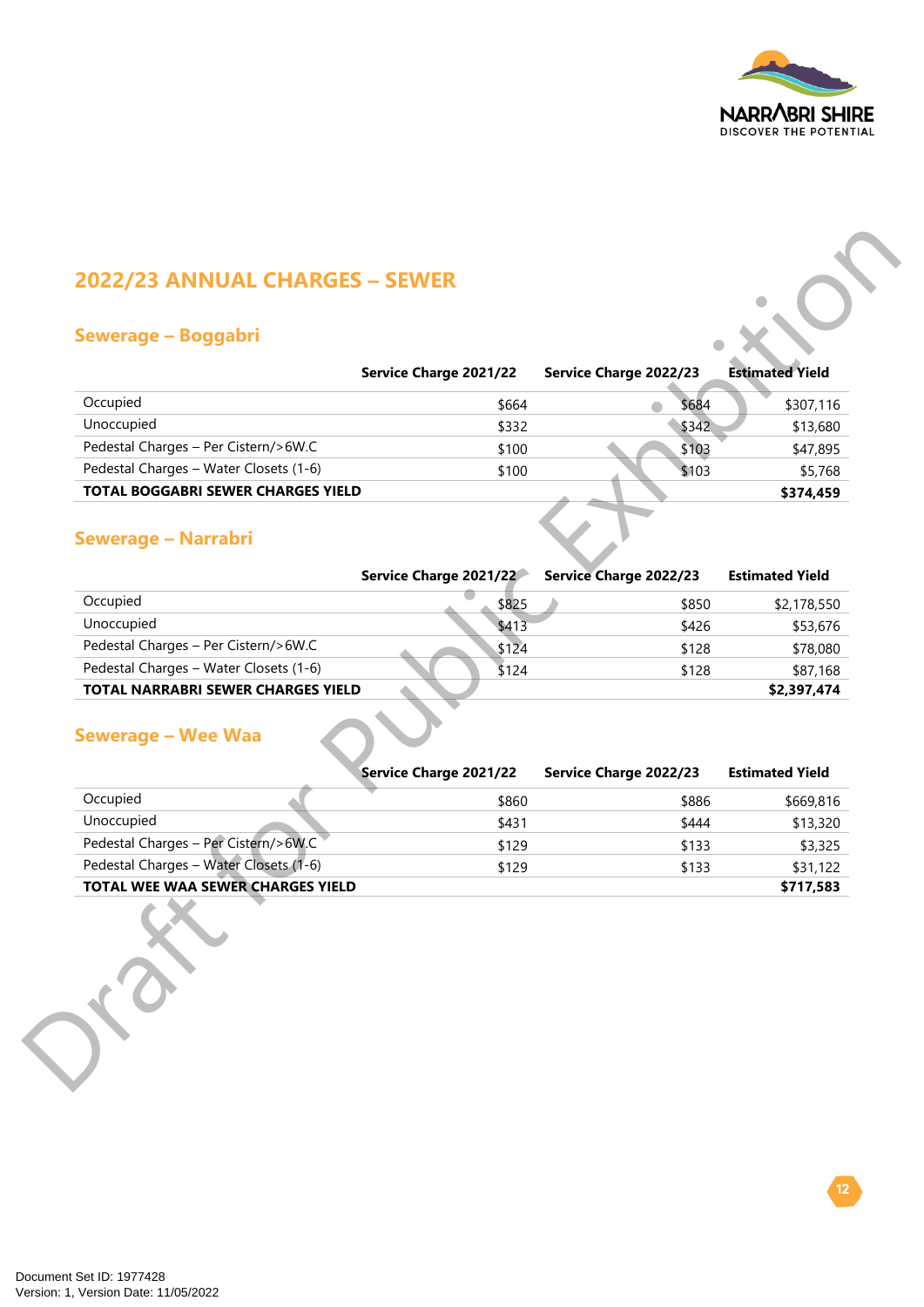## 2022/23 ANNUAL CHARGES – SEWER

### Sewerage – Boggabri

| | Service Charge 2021/22 | Service Charge 2022/23 | Estimated Yield |
|---|---|---|---|
| Occupied | $664 | $684 | $307,116 |
| Unoccupied | $332 | $342 | $13,680 |
| Pedestal Charges – Per Cistern/>6W.C | $100 | $103 | $47,895 |
| Pedestal Charges – Water Closets (1-6) | $100 | $103 | $5,768 |
| **TOTAL BOGGABRI SEWER CHARGES YIELD** | | | **$374,459** |

### Sewerage – Narrabri

| | Service Charge 2021/22 | Service Charge 2022/23 | Estimated Yield |
|---|---|---|---|
| Occupied | $825 | $850 | $2,178,550 |
| Unoccupied | $413 | $426 | $53,676 |
| Pedestal Charges – Per Cistern/>6W.C | $124 | $128 | $78,080 |
| Pedestal Charges – Water Closets (1-6) | $124 | $128 | $87,168 |
| **TOTAL NARRABRI SEWER CHARGES YIELD** | | | **$2,397,474** |

### Sewerage – Wee Waa

| | Service Charge 2021/22 | Service Charge 2022/23 | Estimated Yield |
|---|---|---|---|
| Occupied | $860 | $886 | $669,816 |
| Unoccupied | $431 | $444 | $13,320 |
| Pedestal Charges – Per Cistern/>6W.C | $129 | $133 | $3,325 |
| Pedestal Charges – Water Closets (1-6) | $129 | $133 | $31,122 |
| **TOTAL WEE WAA SEWER CHARGES YIELD** | | | **$717,583** |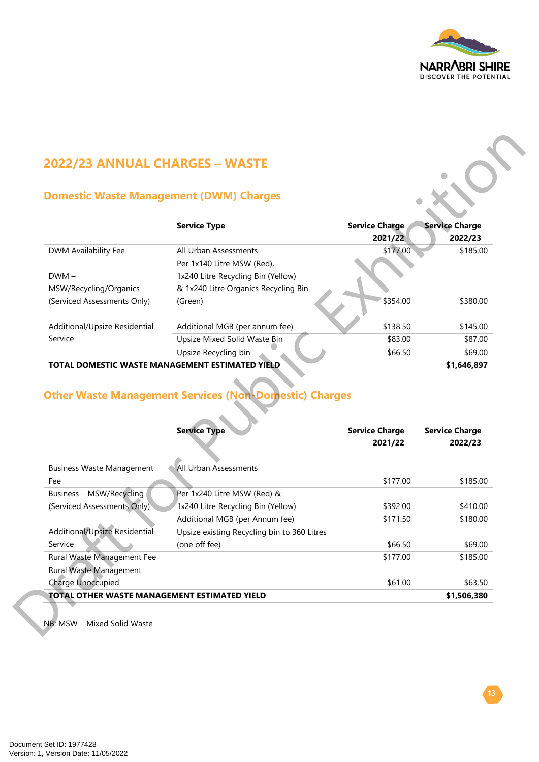# 2022/23 ANNUAL CHARGES – WASTE

## Domestic Waste Management (DWM) Charges

| | Service Type | Service Charge 2021/22 | Service Charge 2022/23 |
|---|---|---|---|
| DWM Availability Fee | All Urban Assessments | $177.00 | $185.00 |
| DWM – MSW/Recycling/Organics (Serviced Assessments Only) | Per 1x140 Litre MSW (Red), 1x240 Litre Recycling Bin (Yellow) & 1x240 Litre Organics Recycling Bin (Green) | $354.00 | $380.00 |
| Additional/Upsize Residential Service | Additional MGB (per annum fee) | $138.50 | $145.00 |
| | Upsize Mixed Solid Waste Bin | $83.00 | $87.00 |
| | Upsize Recycling bin | $66.50 | $69.00 |
| **TOTAL DOMESTIC WASTE MANAGEMENT ESTIMATED YIELD** | | | **$1,646,897** |

## Other Waste Management Services (Non-Domestic) Charges

| | Service Type | Service Charge 2021/22 | Service Charge 2022/23 |
|---|---|---|---|
| Business Waste Management Fee | All Urban Assessments | $177.00 | $185.00 |
| Business – MSW/Recycling (Serviced Assessments Only) | Per 1x240 Litre MSW (Red) & 1x240 Litre Recycling Bin (Yellow) | $392.00 | $410.00 |
| | Additional MGB (per Annum fee) | $171.50 | $180.00 |
| Additional/Upsize Residential Service | Upsize existing Recycling bin to 360 Litres (one off fee) | $66.50 | $69.00 |
| Rural Waste Management Fee | | $177.00 | $185.00 |
| Rural Waste Management Charge Unoccupied | | $61.00 | $63.50 |
| **TOTAL OTHER WASTE MANAGEMENT ESTIMATED YIELD** | | | **$1,506,380** |

NB: MSW – Mixed Solid Waste

Draft for Public Exhibition

Document Set ID: 1977428
Version: 1, Version Date: 11/05/2022